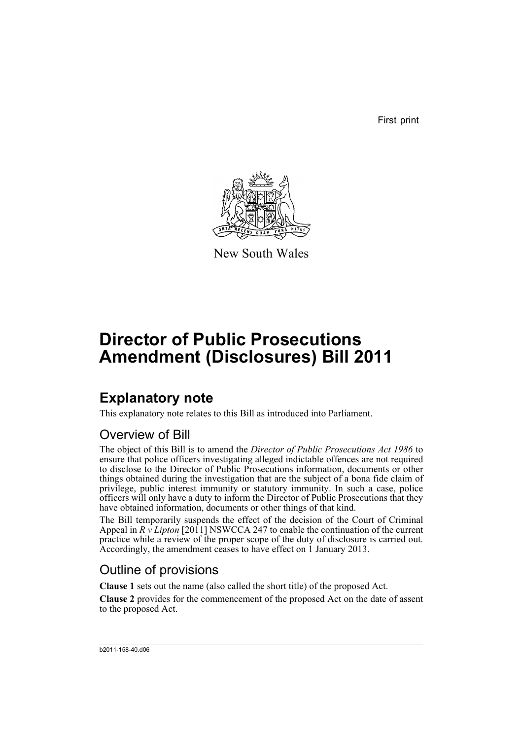First print

New South Wales

# Director of Public Prosecutions Amendment (Disclosures) Bill 2011

## Explanatory note

This explanatory note relates to this Bill as introduced into Parliament.

### Overview of Bill

The object of this Bill is to amend the *Director of Public Prosecutions Act 1986* to ensure that police officers investigating alleged indictable offences are not required to disclose to the Director of Public Prosecutions information, documents or other things obtained during the investigation that are the subject of a bona fide claim of privilege, public interest immunity or statutory immunity. In such a case, police officers will only have a duty to inform the Director of Public Prosecutions that they have obtained information, documents or other things of that kind.

The Bill temporarily suspends the effect of the decision of the Court of Criminal Appeal in *R v Lipton* [2011] NSWCCA 247 to enable the continuation of the current practice while a review of the proper scope of the duty of disclosure is carried out. Accordingly, the amendment ceases to have effect on 1 January 2013.

### Outline of provisions

**Clause 1** sets out the name (also called the short title) of the proposed Act.

**Clause 2** provides for the commencement of the proposed Act on the date of assent to the proposed Act.

b2011-158-40.d06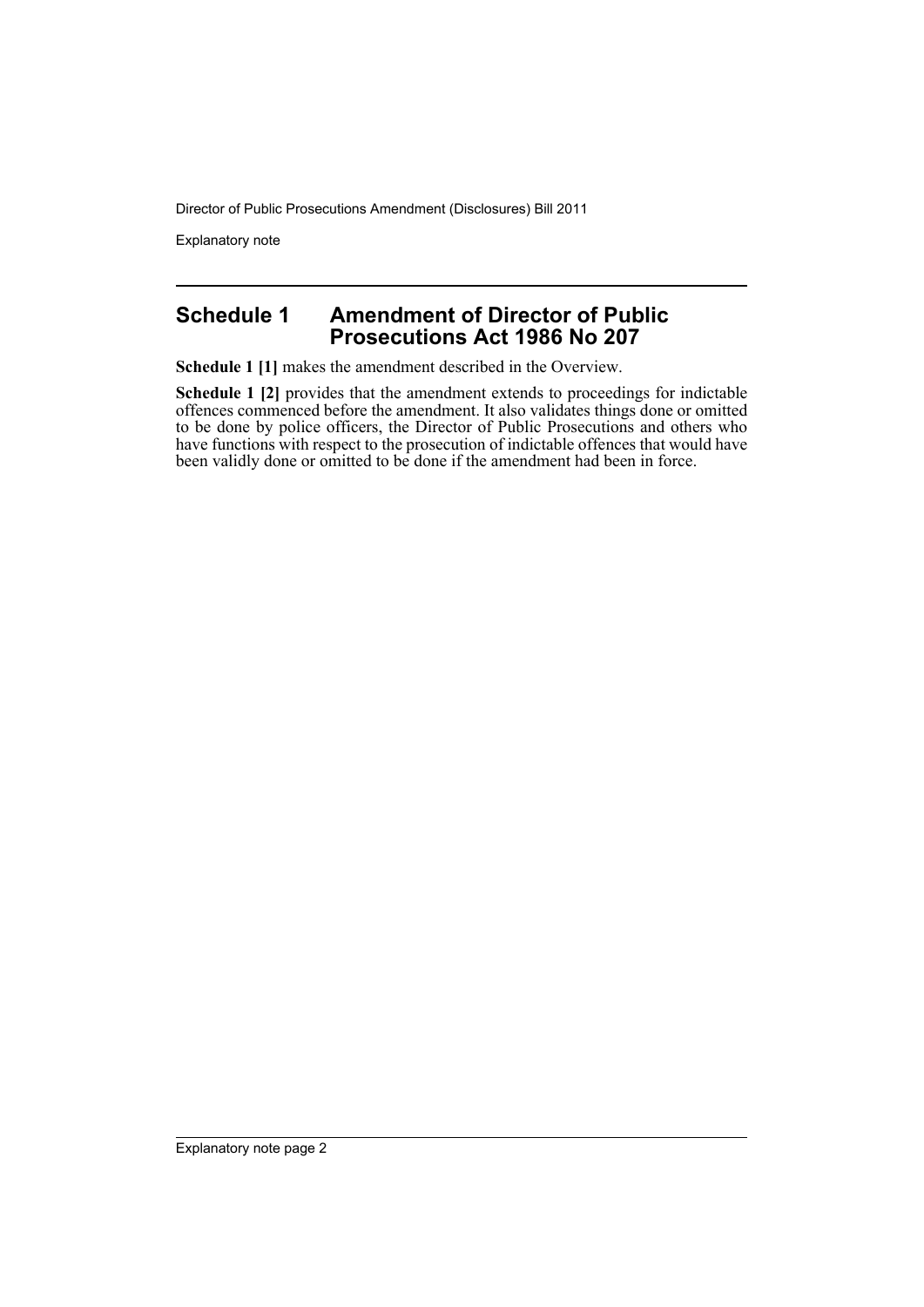## Schedule 1 Amendment of Director of Public Prosecutions Act 1986 No 207

**Schedule 1 [1]** makes the amendment described in the Overview.

**Schedule 1 [2]** provides that the amendment extends to proceedings for indictable offences commenced before the amendment. It also validates things done or omitted to be done by police officers, the Director of Public Prosecutions and others who have functions with respect to the prosecution of indictable offences that would have been validly done or omitted to be done if the amendment had been in force.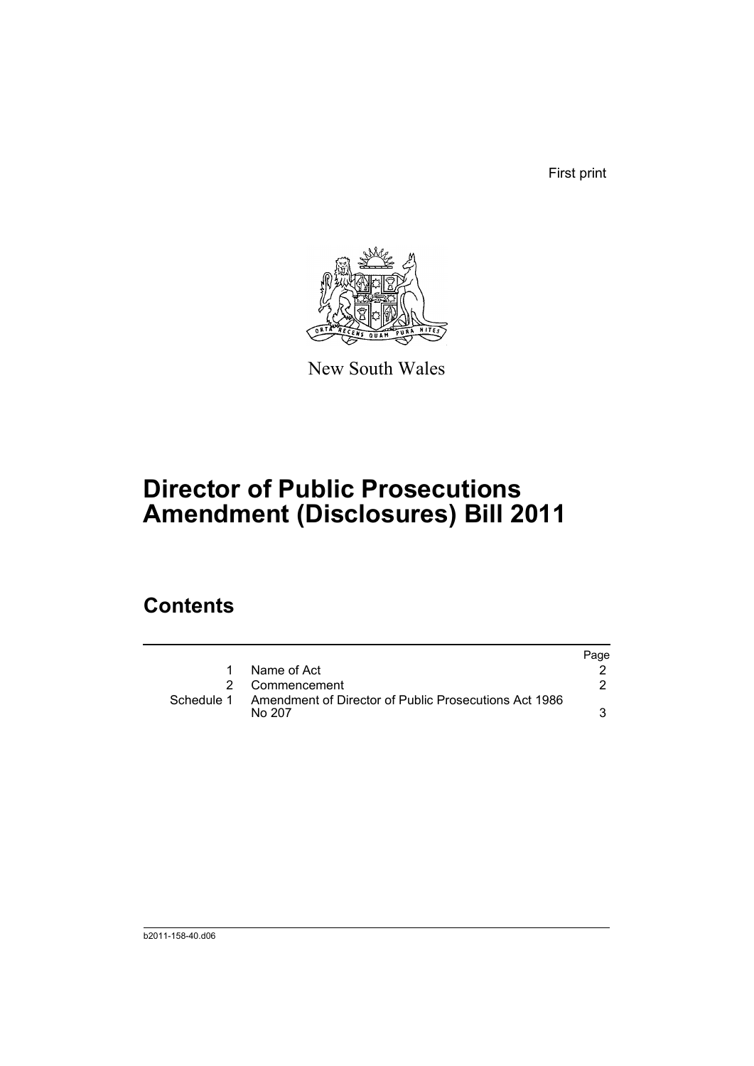First print

New South Wales

# Director of Public Prosecutions Amendment (Disclosures) Bill 2011

## Contents

| | | Page |
|---|---|---|
| 1 | Name of Act | 2 |
| 2 | Commencement | 2 |
| Schedule 1 | Amendment of Director of Public Prosecutions Act 1986 No 207 | 3 |

b2011-158-40.d06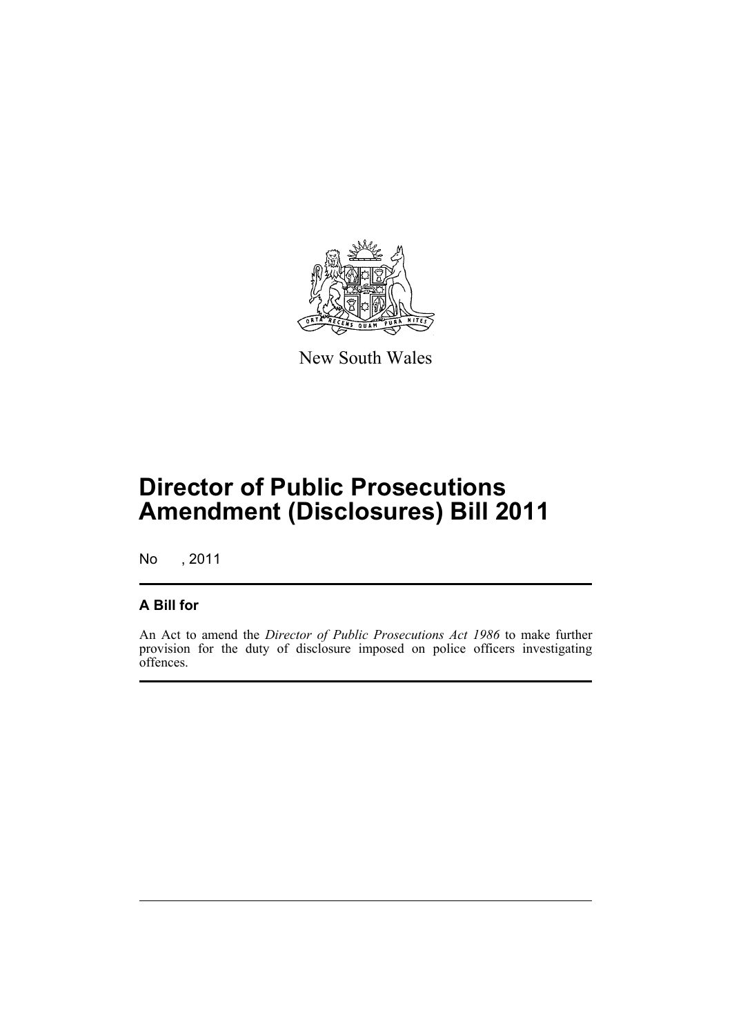New South Wales

# Director of Public Prosecutions Amendment (Disclosures) Bill 2011

No , 2011

## A Bill for

An Act to amend the *Director of Public Prosecutions Act 1986* to make further provision for the duty of disclosure imposed on police officers investigating offences.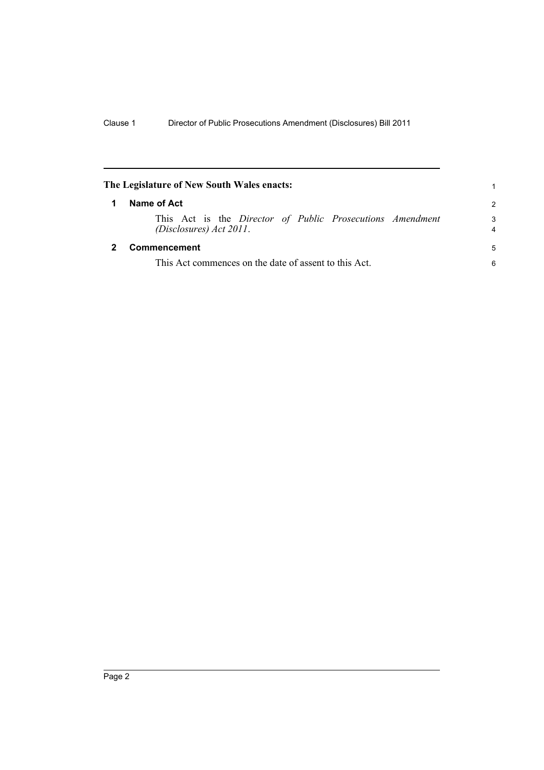**The Legislature of New South Wales enacts:**

## 1 Name of Act

This Act is the *Director of Public Prosecutions Amendment (Disclosures) Act 2011*.

## 2 Commencement

This Act commences on the date of assent to this Act.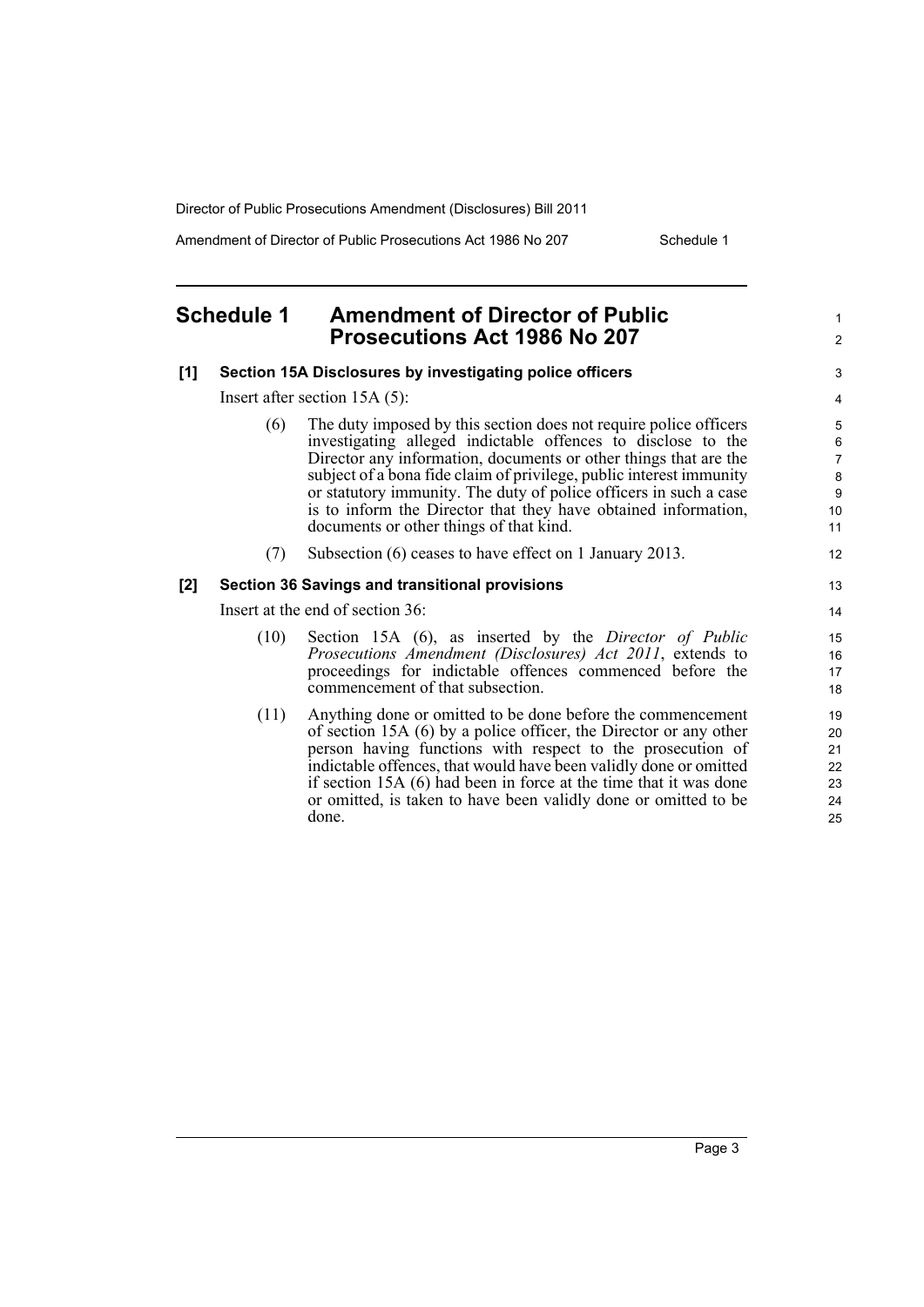## Schedule 1 Amendment of Director of Public Prosecutions Act 1986 No 207

### [1] Section 15A Disclosures by investigating police officers

Insert after section 15A (5):

(6) The duty imposed by this section does not require police officers investigating alleged indictable offences to disclose to the Director any information, documents or other things that are the subject of a bona fide claim of privilege, public interest immunity or statutory immunity. The duty of police officers in such a case is to inform the Director that they have obtained information, documents or other things of that kind.

(7) Subsection (6) ceases to have effect on 1 January 2013.

### [2] Section 36 Savings and transitional provisions

Insert at the end of section 36:

(10) Section 15A (6), as inserted by the *Director of Public Prosecutions Amendment (Disclosures) Act 2011*, extends to proceedings for indictable offences commenced before the commencement of that subsection.

(11) Anything done or omitted to be done before the commencement of section 15A (6) by a police officer, the Director or any other person having functions with respect to the prosecution of indictable offences, that would have been validly done or omitted if section 15A (6) had been in force at the time that it was done or omitted, is taken to have been validly done or omitted to be done.